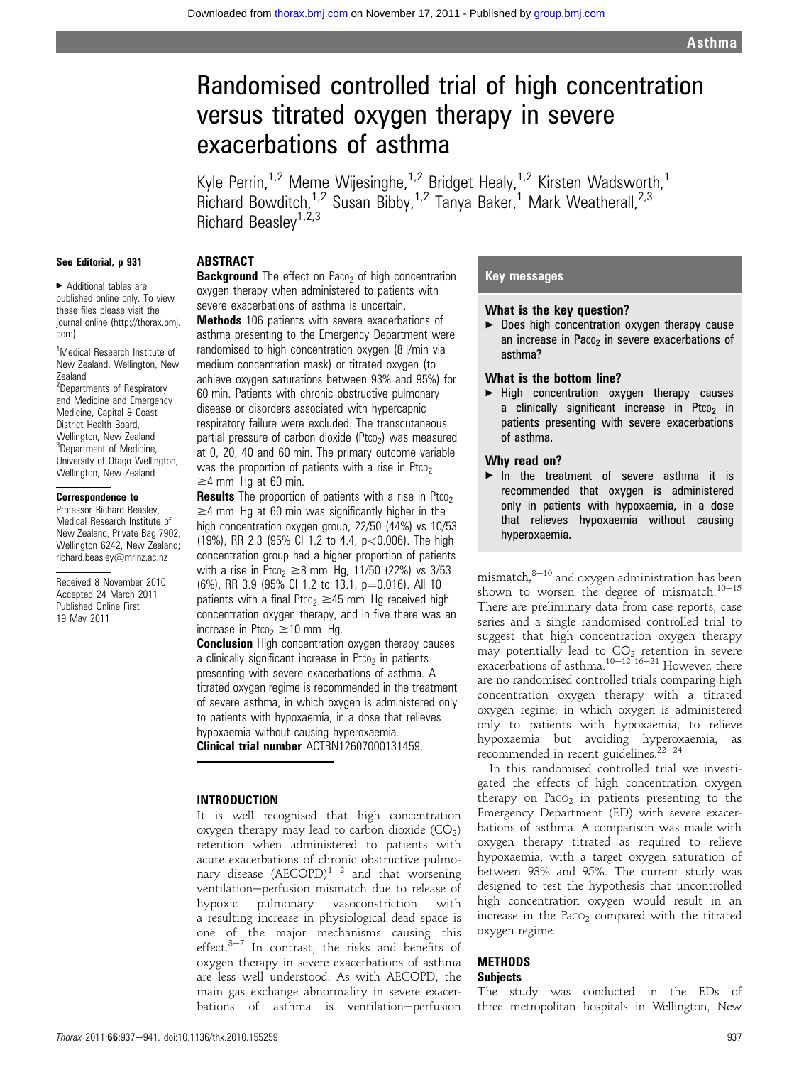# Randomised controlled trial of high concentration versus titrated oxygen therapy in severe exacerbations of asthma

Kyle Perrin,[1,2] Meme Wijesinghe,[1,2] Bridget Healy,[1,2] Kirsten Wadsworth,[1] Richard Bowditch,[1,2] Susan Bibby,[1,2] Tanya Baker,[1] Mark Weatherall,[2,3] Richard Beasley[1,2,3]

See Editorial, p 931

► Additional tables are published online only. To view these files please visit the journal online (http://thorax.bmj.com).

[1]Medical Research Institute of New Zealand, Wellington, New Zealand
[2]Departments of Respiratory and Medicine and Emergency Medicine, Capital & Coast District Health Board, Wellington, New Zealand
[3]Department of Medicine, University of Otago Wellington, Wellington, New Zealand

**Correspondence to**
Professor Richard Beasley, Medical Research Institute of New Zealand, Private Bag 7902, Wellington 6242, New Zealand; richard.beasley@mrinz.ac.nz

Received 8 November 2010
Accepted 24 March 2011
Published Online First 19 May 2011

## ABSTRACT

**Background** The effect on $Pa_{CO_2}$ of high concentration oxygen therapy when administered to patients with severe exacerbations of asthma is uncertain.

**Methods** 106 patients with severe exacerbations of asthma presenting to the Emergency Department were randomised to high concentration oxygen (8 l/min via medium concentration mask) or titrated oxygen (to achieve oxygen saturations between 93% and 95%) for 60 min. Patients with chronic obstructive pulmonary disease or disorders associated with hypercapnic respiratory failure were excluded. The transcutaneous partial pressure of carbon dioxide ($Ptco_2$) was measured at 0, 20, 40 and 60 min. The primary outcome variable was the proportion of patients with a rise in $Ptco_2$ ≥4 mm Hg at 60 min.

**Results** The proportion of patients with a rise in $Ptco_2$ ≥4 mm Hg at 60 min was significantly higher in the high concentration oxygen group, 22/50 (44%) vs 10/53 (19%), RR 2.3 (95% CI 1.2 to 4.4, $p<0.006$). The high concentration group had a higher proportion of patients with a rise in $Ptco_2$ ≥8 mm Hg, 11/50 (22%) vs 3/53 (6%), RR 3.9 (95% CI 1.2 to 13.1, $p=0.016$). All 10 patients with a final $Ptco_2$ ≥45 mm Hg received high concentration oxygen therapy, and in five there was an increase in $Ptco_2$ ≥10 mm Hg.

**Conclusion** High concentration oxygen therapy causes a clinically significant increase in $Ptco_2$ in patients presenting with severe exacerbations of asthma. A titrated oxygen regime is recommended in the treatment of severe asthma, in which oxygen is administered only to patients with hypoxaemia, in a dose that relieves hypoxaemia without causing hyperoxaemia.

**Clinical trial number** ACTRN12607000131459.

## Key messages

### What is the key question?

► Does high concentration oxygen therapy cause an increase in $Pa_{CO_2}$ in severe exacerbations of asthma?

### What is the bottom line?

► High concentration oxygen therapy causes a clinically significant increase in $Ptco_2$ in patients presenting with severe exacerbations of asthma.

### Why read on?

► In the treatment of severe asthma it is recommended that oxygen is administered only in patients with hypoxaemia, in a dose that relieves hypoxaemia without causing hyperoxaemia.

## INTRODUCTION

It is well recognised that high concentration oxygen therapy may lead to carbon dioxide ($CO_2$) retention when administered to patients with acute exacerbations of chronic obstructive pulmonary disease (AECOPD)[1 2] and that worsening ventilation−perfusion mismatch due to release of hypoxic pulmonary vasoconstriction with a resulting increase in physiological dead space is one of the major mechanisms causing this effect.[3−7] In contrast, the risks and benefits of oxygen therapy in severe exacerbations of asthma are less well understood. As with AECOPD, the main gas exchange abnormality in severe exacerbations of asthma is ventilation−perfusion mismatch,[8−10] and oxygen administration has been shown to worsen the degree of mismatch.[10−15] There are preliminary data from case reports, case series and a single randomised controlled trial to suggest that high concentration oxygen therapy may potentially lead to $CO_2$ retention in severe exacerbations of asthma.[10−12 16−21] However, there are no randomised controlled trials comparing high concentration oxygen therapy with a titrated oxygen regime, in which oxygen is administered only to patients with hypoxaemia, to relieve hypoxaemia but avoiding hyperoxaemia, as recommended in recent guidelines.[22−24]

In this randomised controlled trial we investigated the effects of high concentration oxygen therapy on $Pa_{CO_2}$ in patients presenting to the Emergency Department (ED) with severe exacerbations of asthma. A comparison was made with oxygen therapy titrated as required to relieve hypoxaemia, with a target oxygen saturation of between 93% and 95%. The current study was designed to test the hypothesis that uncontrolled high concentration oxygen would result in an increase in the $Pa_{CO_2}$ compared with the titrated oxygen regime.

## METHODS

### Subjects

The study was conducted in the EDs of three metropolitan hospitals in Wellington, New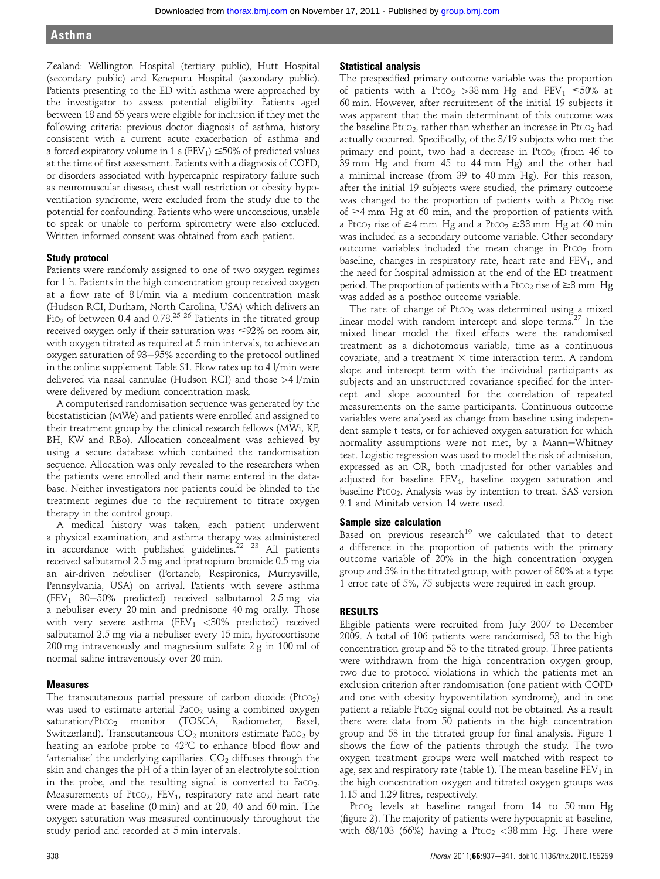Zealand: Wellington Hospital (tertiary public), Hutt Hospital (secondary public) and Kenepuru Hospital (secondary public). Patients presenting to the ED with asthma were approached by the investigator to assess potential eligibility. Patients aged between 18 and 65 years were eligible for inclusion if they met the following criteria: previous doctor diagnosis of asthma, history consistent with a current acute exacerbation of asthma and a forced expiratory volume in 1 s ($FEV_1$) ≤50% of predicted values at the time of first assessment. Patients with a diagnosis of COPD, or disorders associated with hypercapnic respiratory failure such as neuromuscular disease, chest wall restriction or obesity hypoventilation syndrome, were excluded from the study due to the potential for confounding. Patients who were unconscious, unable to speak or unable to perform spirometry were also excluded. Written informed consent was obtained from each patient.

### Study protocol

Patients were randomly assigned to one of two oxygen regimes for 1 h. Patients in the high concentration group received oxygen at a flow rate of 8 l/min via a medium concentration mask (Hudson RCI, Durham, North Carolina, USA) which delivers an $FiO_2$ of between 0.4 and 0.78.[25 26] Patients in the titrated group received oxygen only if their saturation was ≤92% on room air, with oxygen titrated as required at 5 min intervals, to achieve an oxygen saturation of 93–95% according to the protocol outlined in the online supplement Table S1. Flow rates up to 4 l/min were delivered via nasal cannulae (Hudson RCI) and those >4 l/min were delivered by medium concentration mask.

A computerised randomisation sequence was generated by the biostatistician (MWe) and patients were enrolled and assigned to their treatment group by the clinical research fellows (MWi, KP, BH, KW and RBo). Allocation concealment was achieved by using a secure database which contained the randomisation sequence. Allocation was only revealed to the researchers when the patients were enrolled and their name entered in the database. Neither investigators nor patients could be blinded to the treatment regimes due to the requirement to titrate oxygen therapy in the control group.

A medical history was taken, each patient underwent a physical examination, and asthma therapy was administered in accordance with published guidelines.[22 23] All patients received salbutamol 2.5 mg and ipratropium bromide 0.5 mg via an air-driven nebuliser (Portaneb, Respironics, Murrysville, Pennsylvania, USA) on arrival. Patients with severe asthma ($FEV_1$ 30–50% predicted) received salbutamol 2.5 mg via a nebuliser every 20 min and prednisone 40 mg orally. Those with very severe asthma ($FEV_1$ <30% predicted) received salbutamol 2.5 mg via a nebuliser every 15 min, hydrocortisone 200 mg intravenously and magnesium sulfate 2 g in 100 ml of normal saline intravenously over 20 min.

### Measures

The transcutaneous partial pressure of carbon dioxide ($PtCO_2$) was used to estimate arterial $PaCO_2$ using a combined oxygen saturation/$PtCO_2$ monitor (TOSCA, Radiometer, Basel, Switzerland). Transcutaneous $CO_2$ monitors estimate $PaCO_2$ by heating an earlobe probe to 42°C to enhance blood flow and 'arterialise' the underlying capillaries. $CO_2$ diffuses through the skin and changes the pH of a thin layer of an electrolyte solution in the probe, and the resulting signal is converted to $PaCO_2$. Measurements of $PtCO_2$, $FEV_1$, respiratory rate and heart rate were made at baseline (0 min) and at 20, 40 and 60 min. The oxygen saturation was measured continuously throughout the study period and recorded at 5 min intervals.

### Statistical analysis

The prespecified primary outcome variable was the proportion of patients with a $PtCO_2$ >38 mm Hg and $FEV_1$ ≤50% at 60 min. However, after recruitment of the initial 19 subjects it was apparent that the main determinant of this outcome was the baseline $PtCO_2$, rather than whether an increase in $PtCO_2$ had actually occurred. Specifically, of the 3/19 subjects who met the primary end point, two had a decrease in $PtCO_2$ (from 46 to 39 mm Hg and from 45 to 44 mm Hg) and the other had a minimal increase (from 39 to 40 mm Hg). For this reason, after the initial 19 subjects were studied, the primary outcome was changed to the proportion of patients with a $PtCO_2$ rise of ≥4 mm Hg at 60 min, and the proportion of patients with a $PtCO_2$ rise of ≥4 mm Hg and a $PtCO_2$ ≥38 mm Hg at 60 min was included as a secondary outcome variable. Other secondary outcome variables included the mean change in $PtCO_2$ from baseline, changes in respiratory rate, heart rate and $FEV_1$, and the need for hospital admission at the end of the ED treatment period. The proportion of patients with a $PtCO_2$ rise of ≥8 mm Hg was added as a posthoc outcome variable.

The rate of change of $PtCO_2$ was determined using a mixed linear model with random intercept and slope terms.[27] In the mixed linear model the fixed effects were the randomised treatment as a dichotomous variable, time as a continuous covariate, and a treatment × time interaction term. A random slope and intercept term with the individual participants as subjects and an unstructured covariance specified for the intercept and slope accounted for the correlation of repeated measurements on the same participants. Continuous outcome variables were analysed as change from baseline using independent sample t tests, or for achieved oxygen saturation for which normality assumptions were not met, by a Mann–Whitney test. Logistic regression was used to model the risk of admission, expressed as an OR, both unadjusted for other variables and adjusted for baseline $FEV_1$, baseline oxygen saturation and baseline $PtCO_2$. Analysis was by intention to treat. SAS version 9.1 and Minitab version 14 were used.

### Sample size calculation

Based on previous research[19] we calculated that to detect a difference in the proportion of patients with the primary outcome variable of 20% in the high concentration oxygen group and 5% in the titrated group, with power of 80% at a type 1 error rate of 5%, 75 subjects were required in each group.

## RESULTS

Eligible patients were recruited from July 2007 to December 2009. A total of 106 patients were randomised, 53 to the high concentration group and 53 to the titrated group. Three patients were withdrawn from the high concentration oxygen group, two due to protocol violations in which the patients met an exclusion criterion after randomisation (one patient with COPD and one with obesity hypoventilation syndrome), and in one patient a reliable $PtCO_2$ signal could not be obtained. As a result there were data from 50 patients in the high concentration group and 53 in the titrated group for final analysis. Figure 1 shows the flow of the patients through the study. The two oxygen treatment groups were well matched with respect to age, sex and respiratory rate (table 1). The mean baseline $FEV_1$ in the high concentration oxygen and titrated oxygen groups was 1.15 and 1.29 litres, respectively.

$PtCO_2$ levels at baseline ranged from 14 to 50 mm Hg (figure 2). The majority of patients were hypocapnic at baseline, with 68/103 (66%) having a $PtCO_2$ <38 mm Hg. There were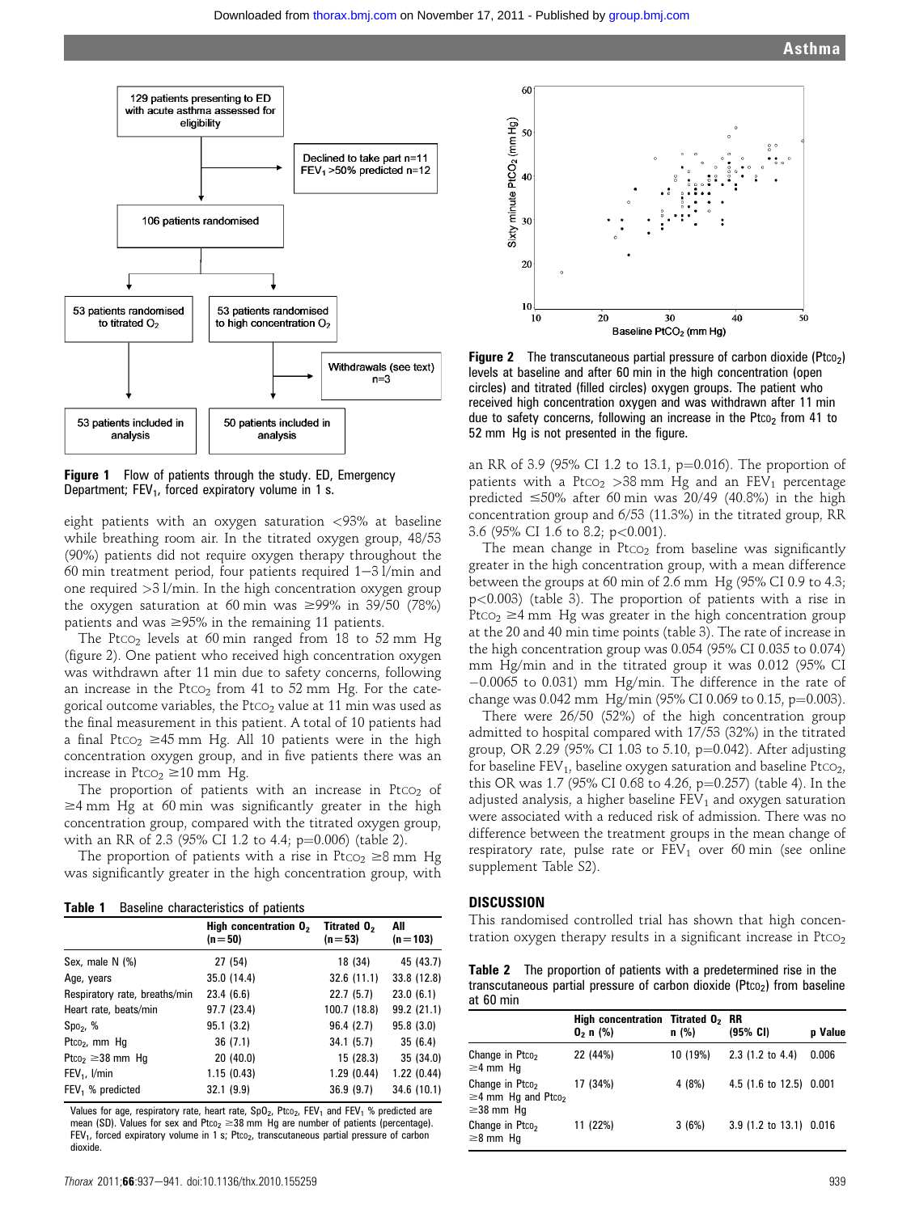Figure 1 Flow of patients through the study. ED, Emergency Department; $FEV_1$, forced expiratory volume in 1 s.

Figure 2 The transcutaneous partial pressure of carbon dioxide ($Ptco_2$) levels at baseline and after 60 min in the high concentration (open circles) and titrated (filled circles) oxygen groups. The patient who received high concentration oxygen and was withdrawn after 11 min due to safety concerns, following an increase in the $Ptco_2$ from 41 to 52 mm Hg is not presented in the figure.

eight patients with an oxygen saturation <93% at baseline while breathing room air. In the titrated oxygen group, 48/53 (90%) patients did not require oxygen therapy throughout the 60 min treatment period, four patients required 1–3 l/min and one required >3 l/min. In the high concentration oxygen group the oxygen saturation at 60 min was ≥99% in 39/50 (78%) patients and was ≥95% in the remaining 11 patients.

The $Ptco_2$ levels at 60 min ranged from 18 to 52 mm Hg (figure 2). One patient who received high concentration oxygen was withdrawn after 11 min due to safety concerns, following an increase in the $Ptco_2$ from 41 to 52 mm Hg. For the categorical outcome variables, the $Ptco_2$ value at 11 min was used as the final measurement in this patient. A total of 10 patients had a final $Ptco_2$ ≥45 mm Hg. All 10 patients were in the high concentration oxygen group, and in five patients there was an increase in $Ptco_2$ ≥10 mm Hg.

The proportion of patients with an increase in $Ptco_2$ of ≥4 mm Hg at 60 min was significantly greater in the high concentration group, compared with the titrated oxygen group, with an RR of 2.3 (95% CI 1.2 to 4.4; p=0.006) (table 2).

The proportion of patients with a rise in $Ptco_2$ ≥8 mm Hg was significantly greater in the high concentration group, with an RR of 3.9 (95% CI 1.2 to 13.1, p=0.016). The proportion of patients with a $Ptco_2$ >38 mm Hg and an $FEV_1$ percentage predicted ≤50% after 60 min was 20/49 (40.8%) in the high concentration group and 6/53 (11.3%) in the titrated group, RR 3.6 (95% CI 1.6 to 8.2; p<0.001).

The mean change in $Ptco_2$ from baseline was significantly greater in the high concentration group, with a mean difference between the groups at 60 min of 2.6 mm Hg (95% CI 0.9 to 4.3; p<0.003) (table 3). The proportion of patients with a rise in $Ptco_2$ ≥4 mm Hg was greater in the high concentration group at the 20 and 40 min time points (table 3). The rate of increase in the high concentration group was 0.054 (95% CI 0.035 to 0.074) mm Hg/min and in the titrated group it was 0.012 (95% CI −0.0065 to 0.031) mm Hg/min. The difference in the rate of change was 0.042 mm Hg/min (95% CI 0.069 to 0.15, p=0.003).

There were 26/50 (52%) of the high concentration group admitted to hospital compared with 17/53 (32%) in the titrated group, OR 2.29 (95% CI 1.03 to 5.10, p=0.042). After adjusting for baseline $FEV_1$, baseline oxygen saturation and baseline $Ptco_2$, this OR was 1.7 (95% CI 0.68 to 4.26, p=0.257) (table 4). In the adjusted analysis, a higher baseline $FEV_1$ and oxygen saturation were associated with a reduced risk of admission. There was no difference between the treatment groups in the mean change of respiratory rate, pulse rate or $FEV_1$ over 60 min (see online supplement Table S2).

Table 1 Baseline characteristics of patients

| | High concentration $O_2$ (n=50) | Titrated $O_2$ (n=53) | All (n=103) |
|---|---|---|---|
| Sex, male N (%) | 27 (54) | 18 (34) | 45 (43.7) |
| Age, years | 35.0 (14.4) | 32.6 (11.1) | 33.8 (12.8) |
| Respiratory rate, breaths/min | 23.4 (6.6) | 22.7 (5.7) | 23.0 (6.1) |
| Heart rate, beats/min | 97.7 (23.4) | 100.7 (18.8) | 99.2 (21.1) |
| $Spo_2$, % | 95.1 (3.2) | 96.4 (2.7) | 95.8 (3.0) |
| $Ptco_2$, mm Hg | 36 (7.1) | 34.1 (5.7) | 35 (6.4) |
| $Ptco_2$ ≥38 mm Hg | 20 (40.0) | 15 (28.3) | 35 (34.0) |
| $FEV_1$, l/min | 1.15 (0.43) | 1.29 (0.44) | 1.22 (0.44) |
| $FEV_1$ % predicted | 32.1 (9.9) | 36.9 (9.7) | 34.6 (10.1) |

Values for age, respiratory rate, heart rate, $SpO_2$, $Ptco_2$, $FEV_1$ and $FEV_1$ % predicted are mean (SD). Values for sex and $Ptco_2$ ≥38 mm Hg are number of patients (percentage). $FEV_1$, forced expiratory volume in 1 s; $Ptco_2$, transcutaneous partial pressure of carbon dioxide.

## DISCUSSION

This randomised controlled trial has shown that high concentration oxygen therapy results in a significant increase in $Ptco_2$

Table 2 The proportion of patients with a predetermined rise in the transcutaneous partial pressure of carbon dioxide ($Ptco_2$) from baseline at 60 min

| | High concentration $O_2$ n (%) | Titrated $O_2$ n (%) | RR (95% CI) | p Value |
|---|---|---|---|---|
| Change in $Ptco_2$ ≥4 mm Hg | 22 (44%) | 10 (19%) | 2.3 (1.2 to 4.4) | 0.006 |
| Change in $Ptco_2$ ≥4 mm Hg and $Ptco_2$ ≥38 mm Hg | 17 (34%) | 4 (8%) | 4.5 (1.6 to 12.5) | 0.001 |
| Change in $Ptco_2$ ≥8 mm Hg | 11 (22%) | 3 (6%) | 3.9 (1.2 to 13.1) | 0.016 |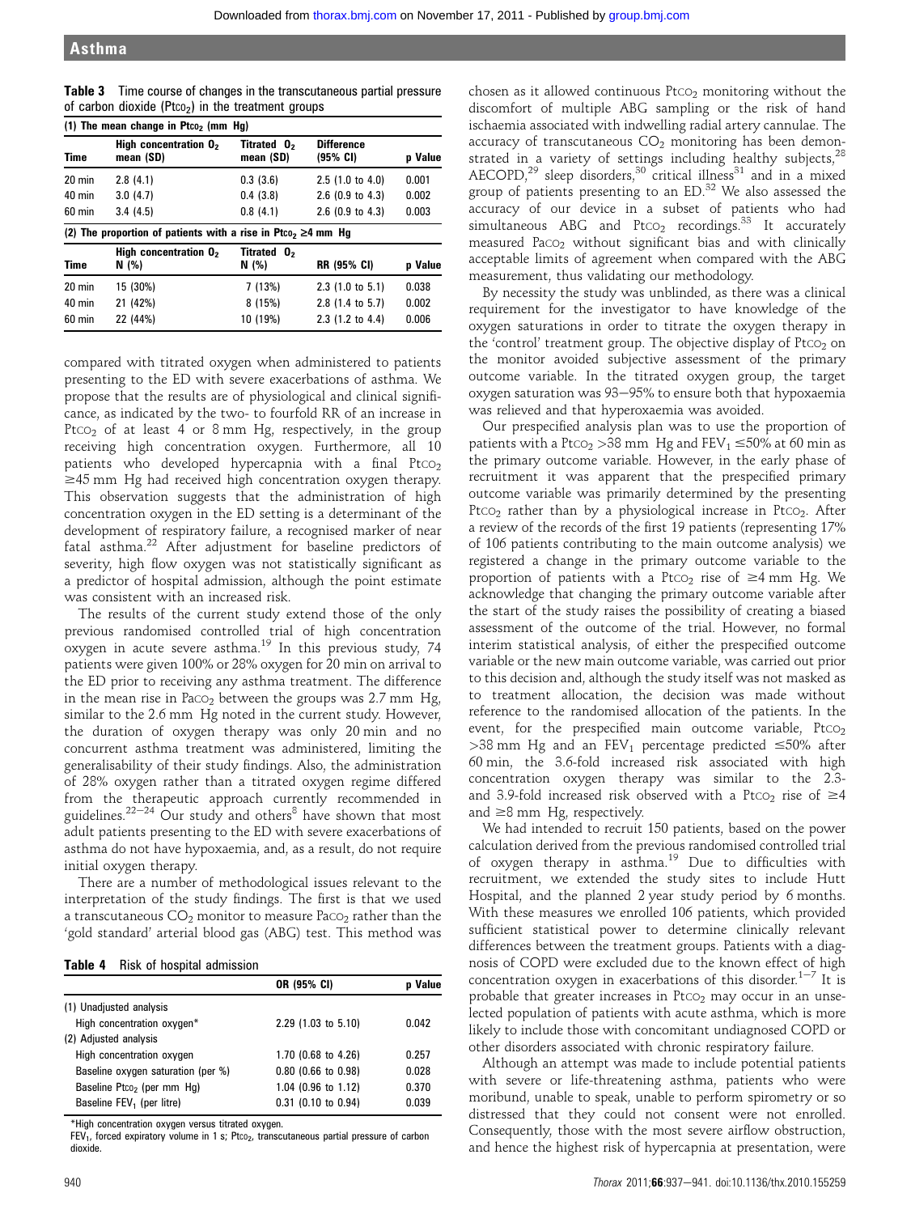**Table 3** Time course of changes in the transcutaneous partial pressure of carbon dioxide ($Ptco_2$) in the treatment groups

**(1) The mean change in $Ptco_2$ (mm Hg)**

| Time | High concentration $O_2$ mean (SD) | Titrated $O_2$ mean (SD) | Difference (95% CI) | p Value |
|---|---|---|---|---|
| 20 min | 2.8 (4.1) | 0.3 (3.6) | 2.5 (1.0 to 4.0) | 0.001 |
| 40 min | 3.0 (4.7) | 0.4 (3.8) | 2.6 (0.9 to 4.3) | 0.002 |
| 60 min | 3.4 (4.5) | 0.8 (4.1) | 2.6 (0.9 to 4.3) | 0.003 |

**(2) The proportion of patients with a rise in $Ptco_2$ ≥4 mm Hg**

| Time | High concentration $O_2$ N (%) | Titrated $O_2$ N (%) | RR (95% CI) | p Value |
|---|---|---|---|---|
| 20 min | 15 (30%) | 7 (13%) | 2.3 (1.0 to 5.1) | 0.038 |
| 40 min | 21 (42%) | 8 (15%) | 2.8 (1.4 to 5.7) | 0.002 |
| 60 min | 22 (44%) | 10 (19%) | 2.3 (1.2 to 4.4) | 0.006 |

compared with titrated oxygen when administered to patients presenting to the ED with severe exacerbations of asthma. We propose that the results are of physiological and clinical significance, as indicated by the two- to fourfold RR of an increase in $Ptco_2$ of at least 4 or 8 mm Hg, respectively, in the group receiving high concentration oxygen. Furthermore, all 10 patients who developed hypercapnia with a final $Ptco_2$ ≥45 mm Hg had received high concentration oxygen therapy. This observation suggests that the administration of high concentration oxygen in the ED setting is a determinant of the development of respiratory failure, a recognised marker of near fatal asthma.[22] After adjustment for baseline predictors of severity, high flow oxygen was not statistically significant as a predictor of hospital admission, although the point estimate was consistent with an increased risk.

The results of the current study extend those of the only previous randomised controlled trial of high concentration oxygen in acute severe asthma.[19] In this previous study, 74 patients were given 100% or 28% oxygen for 20 min on arrival to the ED prior to receiving any asthma treatment. The difference in the mean rise in $Paco_2$ between the groups was 2.7 mm Hg, similar to the 2.6 mm Hg noted in the current study. However, the duration of oxygen therapy was only 20 min and no concurrent asthma treatment was administered, limiting the generalisability of their study findings. Also, the administration of 28% oxygen rather than a titrated oxygen regime differed from the therapeutic approach currently recommended in guidelines.[22–24] Our study and others[8] have shown that most adult patients presenting to the ED with severe exacerbations of asthma do not have hypoxaemia, and, as a result, do not require initial oxygen therapy.

There are a number of methodological issues relevant to the interpretation of the study findings. The first is that we used a transcutaneous $CO_2$ monitor to measure $Paco_2$ rather than the 'gold standard' arterial blood gas (ABG) test. This method was chosen as it allowed continuous $Ptco_2$ monitoring without the discomfort of multiple ABG sampling or the risk of hand ischaemia associated with indwelling radial artery cannulae. The accuracy of transcutaneous $CO_2$ monitoring has been demonstrated in a variety of settings including healthy subjects,[28] AECOPD,[29] sleep disorders,[30] critical illness[31] and in a mixed group of patients presenting to an ED.[32] We also assessed the accuracy of our device in a subset of patients who had simultaneous ABG and $Ptco_2$ recordings.[33] It accurately measured $Paco_2$ without significant bias and with clinically acceptable limits of agreement when compared with the ABG measurement, thus validating our methodology.

By necessity the study was unblinded, as there was a clinical requirement for the investigator to have knowledge of the oxygen saturations in order to titrate the oxygen therapy in the 'control' treatment group. The objective display of $Ptco_2$ on the monitor avoided subjective assessment of the primary outcome variable. In the titrated oxygen group, the target oxygen saturation was 93–95% to ensure both that hypoxaemia was relieved and that hyperoxaemia was avoided.

Our prespecified analysis plan was to use the proportion of patients with a $Ptco_2$ >38 mm Hg and $FEV_1$ ≤50% at 60 min as the primary outcome variable. However, in the early phase of recruitment it was apparent that the prespecified primary outcome variable was primarily determined by the presenting $Ptco_2$ rather than by a physiological increase in $Ptco_2$. After a review of the records of the first 19 patients (representing 17% of 106 patients contributing to the main outcome analysis) we registered a change in the primary outcome variable to the proportion of patients with a $Ptco_2$ rise of ≥4 mm Hg. We acknowledge that changing the primary outcome variable after the start of the study raises the possibility of creating a biased assessment of the outcome of the trial. However, no formal interim statistical analysis, of either the prespecified outcome variable or the new main outcome variable, was carried out prior to this decision and, although the study itself was not masked as to treatment allocation, the decision was made without reference to the randomised allocation of the patients. In the event, for the prespecified main outcome variable, $Ptco_2$ >38 mm Hg and an $FEV_1$ percentage predicted ≤50% after 60 min, the 3.6-fold increased risk associated with high concentration oxygen therapy was similar to the 2.3- and 3.9-fold increased risk observed with a $Ptco_2$ rise of ≥4 and ≥8 mm Hg, respectively.

We had intended to recruit 150 patients, based on the power calculation derived from the previous randomised controlled trial of oxygen therapy in asthma.[19] Due to difficulties with recruitment, we extended the study sites to include Hutt Hospital, and the planned 2 year study period by 6 months. With these measures we enrolled 106 patients, which provided sufficient statistical power to determine clinically relevant differences between the treatment groups. Patients with a diagnosis of COPD were excluded due to the known effect of high concentration oxygen in exacerbations of this disorder.[1–7] It is probable that greater increases in $Ptco_2$ may occur in an unselected population of patients with acute asthma, which is more likely to include those with concomitant undiagnosed COPD or other disorders associated with chronic respiratory failure.

Although an attempt was made to include potential patients with severe or life-threatening asthma, patients who were moribund, unable to speak, unable to perform spirometry or so distressed that they could not consent were not enrolled. Consequently, those with the most severe airflow obstruction, and hence the highest risk of hypercapnia at presentation, were

**Table 4** Risk of hospital admission

| | OR (95% CI) | p Value |
|---|---|---|
| (1) Unadjusted analysis | | |
| High concentration oxygen* | 2.29 (1.03 to 5.10) | 0.042 |
| (2) Adjusted analysis | | |
| High concentration oxygen | 1.70 (0.68 to 4.26) | 0.257 |
| Baseline oxygen saturation (per %) | 0.80 (0.66 to 0.98) | 0.028 |
| Baseline $Ptco_2$ (per mm Hg) | 1.04 (0.96 to 1.12) | 0.370 |
| Baseline $FEV_1$ (per litre) | 0.31 (0.10 to 0.94) | 0.039 |

*High concentration oxygen versus titrated oxygen.
$FEV_1$, forced expiratory volume in 1 s; $Ptco_2$, transcutaneous partial pressure of carbon dioxide.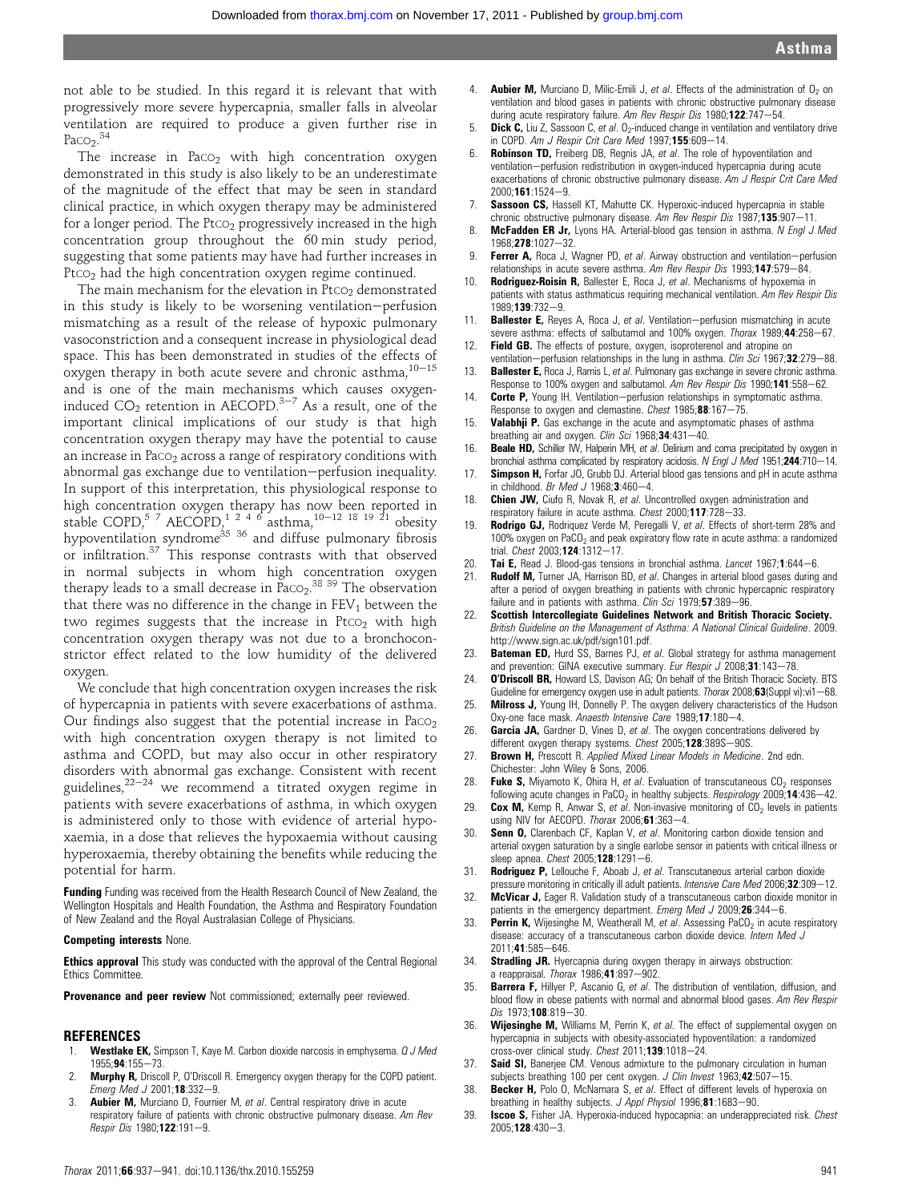not able to be studied. In this regard it is relevant that with progressively more severe hypercapnia, smaller falls in alveolar ventilation are required to produce a given further rise in $Paco_2$.[34]

The increase in $Paco_2$ with high concentration oxygen demonstrated in this study is also likely to be an underestimate of the magnitude of the effect that may be seen in standard clinical practice, in which oxygen therapy may be administered for a longer period. The $Ptco_2$ progressively increased in the high concentration group throughout the 60 min study period, suggesting that some patients may have had further increases in $Ptco_2$ had the high concentration oxygen regime continued.

The main mechanism for the elevation in $Ptco_2$ demonstrated in this study is likely to be worsening ventilation–perfusion mismatching as a result of the release of hypoxic pulmonary vasoconstriction and a consequent increase in physiological dead space. This has been demonstrated in studies of the effects of oxygen therapy in both acute severe and chronic asthma,[10–15] and is one of the main mechanisms which causes oxygen-induced $CO_2$ retention in AECOPD.[3–7] As a result, one of the important clinical implications of our study is that high concentration oxygen therapy may have the potential to cause an increase in $Paco_2$ across a range of respiratory conditions with abnormal gas exchange due to ventilation–perfusion inequality. In support of this interpretation, this physiological response to high concentration oxygen therapy has now been reported in stable COPD,[5 7] AECOPD,[1 2 4 6] asthma,[10–12 18 19 21] obesity hypoventilation syndrome[35 36] and diffuse pulmonary fibrosis or infiltration.[37] This response contrasts with that observed in normal subjects in whom high concentration oxygen therapy leads to a small decrease in $Paco_2$.[38 39] The observation that there was no difference in the change in $FEV_1$ between the two regimes suggests that the increase in $Ptco_2$ with high concentration oxygen therapy was not due to a bronchoconstrictor effect related to the low humidity of the delivered oxygen.

We conclude that high concentration oxygen increases the risk of hypercapnia in patients with severe exacerbations of asthma. Our findings also suggest that the potential increase in $Paco_2$ with high concentration oxygen therapy is not limited to asthma and COPD, but may also occur in other respiratory disorders with abnormal gas exchange. Consistent with recent guidelines,[22–24] we recommend a titrated oxygen regime in patients with severe exacerbations of asthma, in which oxygen is administered only to those with evidence of arterial hypoxaemia, in a dose that relieves the hypoxaemia without causing hyperoxaemia, thereby obtaining the benefits while reducing the potential for harm.

**Funding** Funding was received from the Health Research Council of New Zealand, the Wellington Hospitals and Health Foundation, the Asthma and Respiratory Foundation of New Zealand and the Royal Australasian College of Physicians.

**Competing interests** None.

**Ethics approval** This study was conducted with the approval of the Central Regional Ethics Committee.

**Provenance and peer review** Not commissioned; externally peer reviewed.

## REFERENCES

1. **Westlake EK,** Simpson T, Kaye M. Carbon dioxide narcosis in emphysema. *Q J Med* 1955;**94**:155–73.
2. **Murphy R,** Driscoll P, O'Driscoll R. Emergency oxygen therapy for the COPD patient. *Emerg Med J* 2001;**18**:332–9.
3. **Aubier M,** Murciano D, Fournier M, *et al*. Central respiratory drive in acute respiratory failure of patients with chronic obstructive pulmonary disease. *Am Rev Respir Dis* 1980;**122**:191–9.
4. **Aubier M,** Murciano D, Milic-Emili J, *et al*. Effects of the administration of $O_2$ on ventilation and blood gases in patients with chronic obstructive pulmonary disease during acute respiratory failure. *Am Rev Respir Dis* 1980;**122**:747–54.
5. **Dick C,** Liu Z, Sassoon C, *et al*. $O_2$-induced change in ventilation and ventilatory drive in COPD. *Am J Respir Crit Care Med* 1997;**155**:609–14.
6. **Robinson TD,** Freiberg DB, Regnis JA, *et al*. The role of hypoventilation and ventilation–perfusion redistribution in oxygen-induced hypercapnia during acute exacerbations of chronic obstructive pulmonary disease. *Am J Respir Crit Care Med* 2000;**161**:1524–9.
7. **Sassoon CS,** Hassell KT, Mahutte CK. Hyperoxic-induced hypercapnia in stable chronic obstructive pulmonary disease. *Am Rev Respir Dis* 1987;**135**:907–11.
8. **McFadden ER Jr,** Lyons HA. Arterial-blood gas tension in asthma. *N Engl J Med* 1968;**278**:1027–32.
9. **Ferrer A,** Roca J, Wagner PD, *et al*. Airway obstruction and ventilation–perfusion relationships in acute severe asthma. *Am Rev Respir Dis* 1993;**147**:579–84.
10. **Rodriguez-Roisin R,** Ballester E, Roca J, *et al*. Mechanisms of hypoxemia in patients with status asthmaticus requiring mechanical ventilation. *Am Rev Respir Dis* 1989;**139**:732–9.
11. **Ballester E,** Reyes A, Roca J, *et al*. Ventilation–perfusion mismatching in acute severe asthma: effects of salbutamol and 100% oxygen. *Thorax* 1989;**44**:258–67.
12. **Field GB.** The effects of posture, oxygen, isoproterenol and atropine on ventilation–perfusion relationships in the lung in asthma. *Clin Sci* 1967;**32**:279–88.
13. **Ballester E,** Roca J, Ramis L, *et al*. Pulmonary gas exchange in severe chronic asthma. Response to 100% oxygen and salbutamol. *Am Rev Respir Dis* 1990;**141**:558–62.
14. **Corte P,** Young IH. Ventilation–perfusion relationships in symptomatic asthma. Response to oxygen and clemastine. *Chest* 1985;**88**:167–75.
15. **Valabhji P.** Gas exchange in the acute and asymptomatic phases of asthma breathing air and oxygen. *Clin Sci* 1968;**34**:431–40.
16. **Beale HD,** Schiller IW, Halperin MH, *et al*. Delirium and coma precipitated by oxygen in bronchial asthma complicated by respiratory acidosis. *N Engl J Med* 1951;**244**:710–14.
17. **Simpson H,** Forfar JO, Grubb DJ. Arterial blood gas tensions and pH in acute asthma in childhood. *Br Med J* 1968;**3**:460–4.
18. **Chien JW,** Ciufo R, Novak R, *et al*. Uncontrolled oxygen administration and respiratory failure in acute asthma. *Chest* 2000;**117**:728–33.
19. **Rodrigo GJ,** Rodriquez Verde M, Peregalli V, *et al*. Effects of short-term 28% and 100% oxygen on $PaCO_2$ and peak expiratory flow rate in acute asthma: a randomized trial. *Chest* 2003;**124**:1312–17.
20. **Tai E,** Read J. Blood-gas tensions in bronchial asthma. *Lancet* 1967;**1**:644–6.
21. **Rudolf M,** Turner JA, Harrison BD, *et al*. Changes in arterial blood gases during and after a period of oxygen breathing in patients with chronic hypercapnic respiratory failure and in patients with asthma. *Clin Sci* 1979;**57**:389–96.
22. **Scottish Intercollegiate Guidelines Network and British Thoracic Society.** *British Guideline on the Management of Asthma: A National Clinical Guideline*. 2009. http://www.sign.ac.uk/pdf/sign101.pdf.
23. **Bateman ED,** Hurd SS, Barnes PJ, *et al*. Global strategy for asthma management and prevention: GINA executive summary. *Eur Respir J* 2008;**31**:143–78.
24. **O'Driscoll BR,** Howard LS, Davison AG; On behalf of the British Thoracic Society. BTS Guideline for emergency oxygen use in adult patients. *Thorax* 2008;**63**(Suppl vi):vi1–68.
25. **Milross J,** Young IH, Donnelly P. The oxygen delivery characteristics of the Hudson Oxy-one face mask. *Anaesth Intensive Care* 1989;**17**:180–4.
26. **Garcia JA,** Gardner D, Vines D, *et al*. The oxygen concentrations delivered by different oxygen therapy systems. *Chest* 2005;**128**:389S–90S.
27. **Brown H,** Prescott R. *Applied Mixed Linear Models in Medicine*. 2nd edn. Chichester: John Wiley & Sons, 2006.
28. **Fuke S,** Miyamoto K, Ohira H, *et al*. Evaluation of transcutaneous $CO_2$ responses following acute changes in $PaCO_2$ in healthy subjects. *Respirology* 2009;**14**:436–42.
29. **Cox M,** Kemp R, Anwar S, *et al*. Non-invasive monitoring of $CO_2$ levels in patients using NIV for AECOPD. *Thorax* 2006;**61**:363–4.
30. **Senn O,** Clarenbach CF, Kaplan V, *et al*. Monitoring carbon dioxide tension and arterial oxygen saturation by a single earlobe sensor in patients with critical illness or sleep apnea. *Chest* 2005;**128**:1291–6.
31. **Rodriguez P,** Lellouche F, Aboab J, *et al*. Transcutaneous arterial carbon dioxide pressure monitoring in critically ill adult patients. *Intensive Care Med* 2006;**32**:309–12.
32. **McVicar J,** Eager R. Validation study of a transcutaneous carbon dioxide monitor in patients in the emergency department. *Emerg Med J* 2009;**26**:344–6.
33. **Perrin K,** Wijesinghe M, Weatherall M, *et al*. Assessing $PaCO_2$ in acute respiratory disease: accuracy of a transcutaneous carbon dioxide device. *Intern Med J* 2011;**41**:585–646.
34. **Stradling JR.** Hypercapnia during oxygen therapy in airways obstruction: a reappraisal. *Thorax* 1986;**41**:897–902.
35. **Barrera F,** Hillyer P, Ascanio G, *et al*. The distribution of ventilation, diffusion, and blood flow in obese patients with normal and abnormal blood gases. *Am Rev Respir Dis* 1973;**108**:819–30.
36. **Wijesinghe M,** Williams M, Perrin K, *et al*. The effect of supplemental oxygen on hypercapnia in subjects with obesity-associated hypoventilation: a randomized cross-over clinical study. *Chest* 2011;**139**:1018–24.
37. **Said SI,** Banerjee CM. Venous admixture to the pulmonary circulation in human subjects breathing 100 per cent oxygen. *J Clin Invest* 1963;**42**:507–15.
38. **Becker H,** Polo O, McNamara S, *et al*. Effect of different levels of hyperoxia on breathing in healthy subjects. *J Appl Physiol* 1996;**81**:1683–90.
39. **Iscoe S,** Fisher JA. Hyperoxia-induced hypocapnia: an underappreciated risk. *Chest* 2005;**128**:430–3.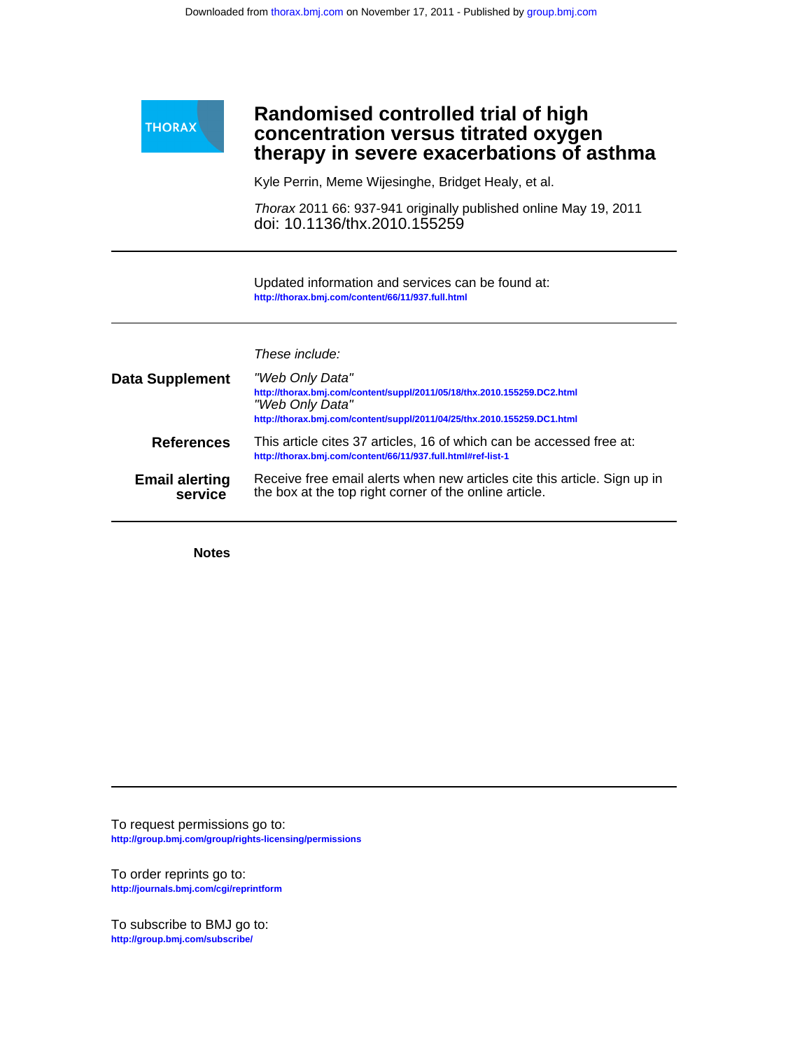Downloaded from thorax.bmj.com on November 17, 2011 - Published by group.bmj.com

THORAX

# Randomised controlled trial of high concentration versus titrated oxygen therapy in severe exacerbations of asthma

Kyle Perrin, Meme Wijesinghe, Bridget Healy, et al.

*Thorax* 2011 66: 937-941 originally published online May 19, 2011
doi: 10.1136/thx.2010.155259

---

Updated information and services can be found at:
http://thorax.bmj.com/content/66/11/937.full.html

---

*These include:*

**Data Supplement**
"Web Only Data"
http://thorax.bmj.com/content/suppl/2011/05/18/thx.2010.155259.DC2.html
"Web Only Data"
http://thorax.bmj.com/content/suppl/2011/04/25/thx.2010.155259.DC1.html

**References**
This article cites 37 articles, 16 of which can be accessed free at:
http://thorax.bmj.com/content/66/11/937.full.html#ref-list-1

**Email alerting service**
Receive free email alerts when new articles cite this article. Sign up in the box at the top right corner of the online article.

---

**Notes**

---

To request permissions go to:
http://group.bmj.com/group/rights-licensing/permissions

To order reprints go to:
http://journals.bmj.com/cgi/reprintform

To subscribe to BMJ go to:
http://group.bmj.com/subscribe/